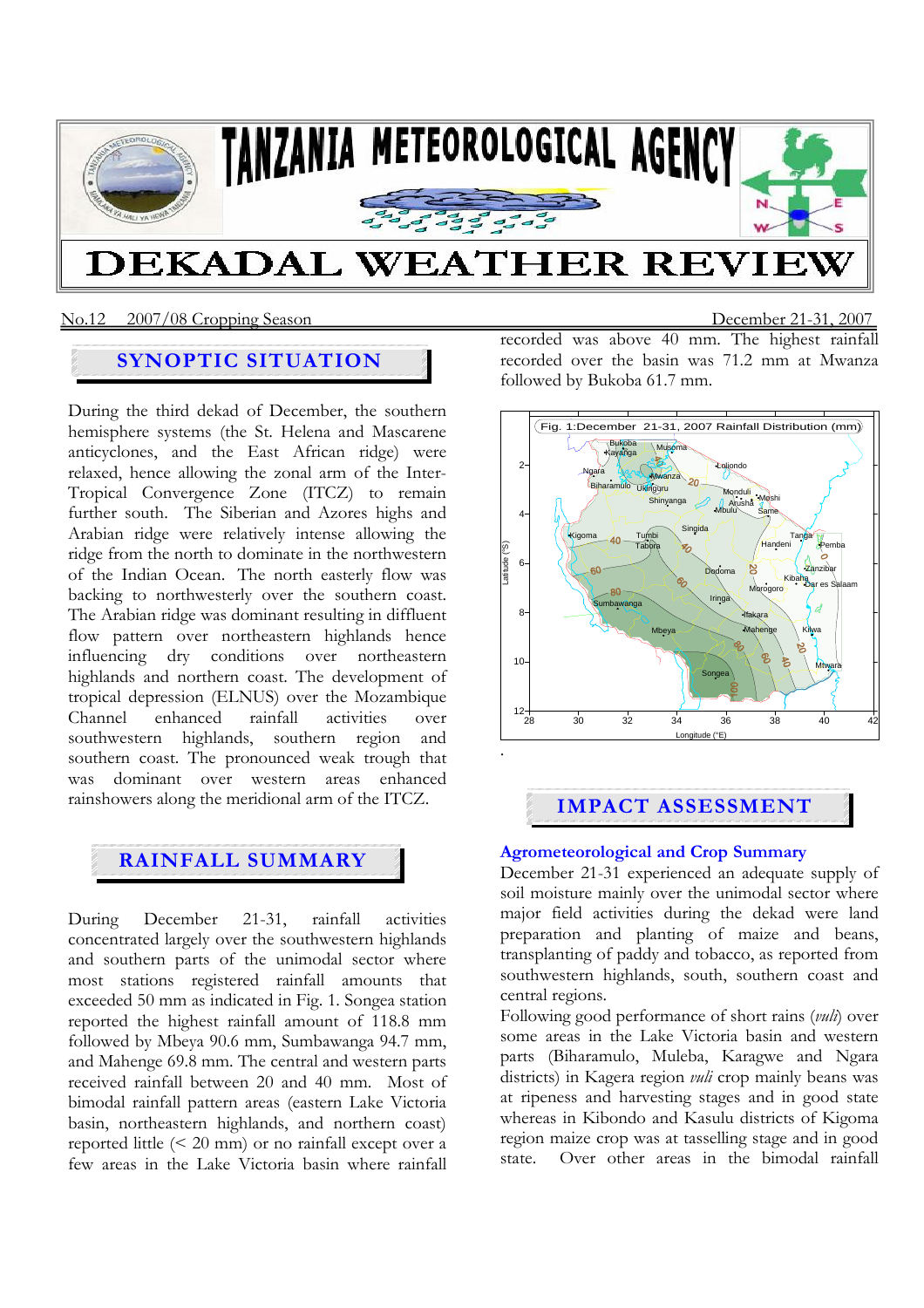# TANZANIA METEOROLOGICAL AGENCY

# DEKADAL WEATHER REVIEW

No.12 2007/08 Cropping Season December 21-31, 2007

## SYNOPTIC SITUATION

During the third dekad of December, the southern hemisphere systems (the St. Helena and Mascarene anticyclones, and the East African ridge) were relaxed, hence allowing the zonal arm of the Inter-Tropical Convergence Zone (ITCZ) to remain further south. The Siberian and Azores highs and Arabian ridge were relatively intense allowing the ridge from the north to dominate in the northwestern of the Indian Ocean. The north easterly flow was backing to northwesterly over the southern coast. The Arabian ridge was dominant resulting in diffluent flow pattern over northeastern highlands hence influencing dry conditions over northeastern highlands and northern coast. The development of tropical depression (ELNUS) over the Mozambique Channel enhanced rainfall activities over southwestern highlands, southern region and southern coast. The pronounced weak trough that was dominant over western areas enhanced rainshowers along the meridional arm of the ITCZ.

## RAINFALL SUMMARY

During December 21-31, rainfall activities concentrated largely over the southwestern highlands and southern parts of the unimodal sector where most stations registered rainfall amounts that exceeded 50 mm as indicated in Fig. 1. Songea station reported the highest rainfall amount of 118.8 mm followed by Mbeya 90.6 mm, Sumbawanga 94.7 mm, and Mahenge 69.8 mm. The central and western parts received rainfall between 20 and 40 mm. Most of bimodal rainfall pattern areas (eastern Lake Victoria basin, northeastern highlands, and northern coast) reported little (< 20 mm) or no rainfall except over a few areas in the Lake Victoria basin where rainfall recorded was above 40 mm. The highest rainfall recorded over the basin was 71.2 mm at Mwanza followed by Bukoba 61.7 mm.

Fig. 1:December 21-31, 2007 Rainfall Distribution (mm)

## IMPACT ASSESSMENT

### Agrometeorological and Crop Summary

December 21-31 experienced an adequate supply of soil moisture mainly over the unimodal sector where major field activities during the dekad were land preparation and planting of maize and beans, transplanting of paddy and tobacco, as reported from southwestern highlands, south, southern coast and central regions.

Following good performance of short rains (*vuli*) over some areas in the Lake Victoria basin and western parts (Biharamulo, Muleba, Karagwe and Ngara districts) in Kagera region *vuli* crop mainly beans was at ripeness and harvesting stages and in good state whereas in Kibondo and Kasulu districts of Kigoma region maize crop was at tasselling stage and in good state. Over other areas in the bimodal rainfall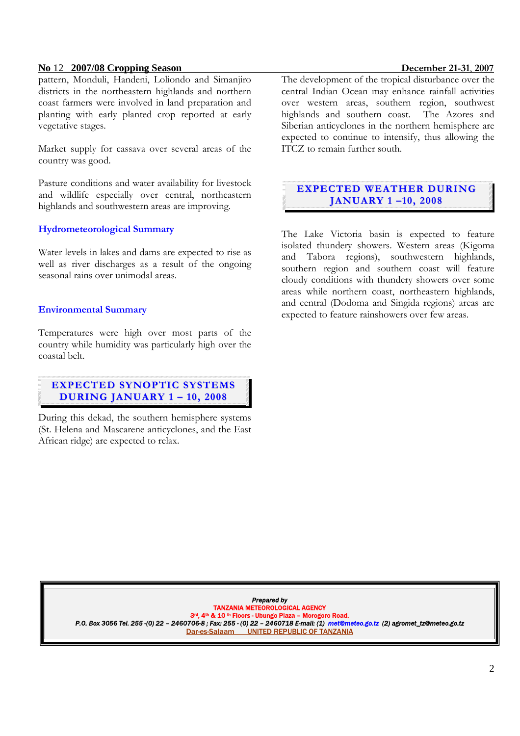pattern, Monduli, Handeni, Loliondo and Simanjiro districts in the northeastern highlands and northern coast farmers were involved in land preparation and planting with early planted crop reported at early vegetative stages.

Market supply for cassava over several areas of the country was good.

Pasture conditions and water availability for livestock and wildlife especially over central, northeastern highlands and southwestern areas are improving.

### Hydrometeorological Summary

Water levels in lakes and dams are expected to rise as well as river discharges as a result of the ongoing seasonal rains over unimodal areas.

### Environmental Summary

Temperatures were high over most parts of the country while humidity was particularly high over the coastal belt.

## EXPECTED SYNOPTIC SYSTEMS DURING JANUARY 1 – 10, 2008

During this dekad, the southern hemisphere systems (St. Helena and Mascarene anticyclones, and the East African ridge) are expected to relax.

The development of the tropical disturbance over the central Indian Ocean may enhance rainfall activities over western areas, southern region, southwest highlands and southern coast. The Azores and Siberian anticyclones in the northern hemisphere are expected to continue to intensify, thus allowing the ITCZ to remain further south.

## EXPECTED WEATHER DURING JANUARY 1 –10, 2008

The Lake Victoria basin is expected to feature isolated thundery showers. Western areas (Kigoma and Tabora regions), southwestern highlands, southern region and southern coast will feature cloudy conditions with thundery showers over some areas while northern coast, northeastern highlands, and central (Dodoma and Singida regions) areas are expected to feature rainshowers over few areas.

*Prepared by*
TANZANIA METEOROLOGICAL AGENCY
3rd, 4th & 10th Floors - Ubungo Plaza – Morogoro Road.
P.O. Box 3056 Tel. 255 -(0) 22 – 2460706-8 ; Fax: 255 - (0) 22 – 2460718 E-mail: (1) met@meteo.go.tz (2) agromet_tz@meteo.go.tz
Dar-es-Salaam UNITED REPUBLIC OF TANZANIA